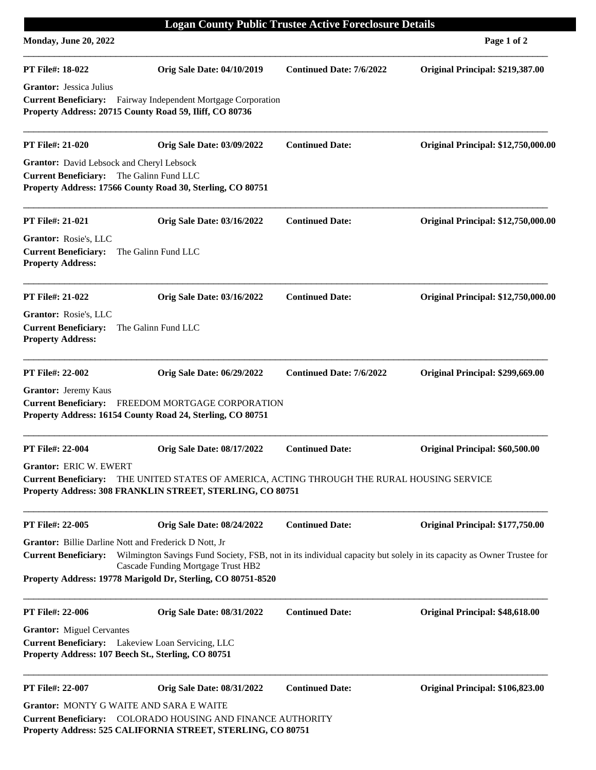# Logan County Public Trustee Active Foreclosure Details

**Monday, June 20, 2022**

---

**PT File#: 18-022** | **Orig Sale Date: 04/10/2019** | **Continued Date: 7/6/2022** | **Original Principal: $219,387.00**

**Grantor:** Jessica Julius
**Current Beneficiary:** Fairway Independent Mortgage Corporation
**Property Address: 20715 County Road 59, Iliff, CO 80736**

---

**PT File#: 21-020** | **Orig Sale Date: 03/09/2022** | **Continued Date:** | **Original Principal: $12,750,000.00**

**Grantor:** David Lebsock and Cheryl Lebsock
**Current Beneficiary:** The Galinn Fund LLC
**Property Address: 17566 County Road 30, Sterling, CO 80751**

---

**PT File#: 21-021** | **Orig Sale Date: 03/16/2022** | **Continued Date:** | **Original Principal: $12,750,000.00**

**Grantor:** Rosie's, LLC
**Current Beneficiary:** The Galinn Fund LLC
**Property Address:**

---

**PT File#: 21-022** | **Orig Sale Date: 03/16/2022** | **Continued Date:** | **Original Principal: $12,750,000.00**

**Grantor:** Rosie's, LLC
**Current Beneficiary:** The Galinn Fund LLC
**Property Address:**

---

**PT File#: 22-002** | **Orig Sale Date: 06/29/2022** | **Continued Date: 7/6/2022** | **Original Principal: $299,669.00**

**Grantor:** Jeremy Kaus
**Current Beneficiary:** FREEDOM MORTGAGE CORPORATION
**Property Address: 16154 County Road 24, Sterling, CO 80751**

---

**PT File#: 22-004** | **Orig Sale Date: 08/17/2022** | **Continued Date:** | **Original Principal: $60,500.00**

**Grantor:** ERIC W. EWERT
**Current Beneficiary:** THE UNITED STATES OF AMERICA, ACTING THROUGH THE RURAL HOUSING SERVICE
**Property Address: 308 FRANKLIN STREET, STERLING, CO 80751**

---

**PT File#: 22-005** | **Orig Sale Date: 08/24/2022** | **Continued Date:** | **Original Principal: $177,750.00**

**Grantor:** Billie Darline Nott and Frederick D Nott, Jr
**Current Beneficiary:** Wilmington Savings Fund Society, FSB, not in its individual capacity but solely in its capacity as Owner Trustee for Cascade Funding Mortgage Trust HB2
**Property Address: 19778 Marigold Dr, Sterling, CO 80751-8520**

---

**PT File#: 22-006** | **Orig Sale Date: 08/31/2022** | **Continued Date:** | **Original Principal: $48,618.00**

**Grantor:** Miguel Cervantes
**Current Beneficiary:** Lakeview Loan Servicing, LLC
**Property Address: 107 Beech St., Sterling, CO 80751**

---

**PT File#: 22-007** | **Orig Sale Date: 08/31/2022** | **Continued Date:** | **Original Principal: $106,823.00**

**Grantor:** MONTY G WAITE AND SARA E WAITE
**Current Beneficiary:** COLORADO HOUSING AND FINANCE AUTHORITY
**Property Address: 525 CALIFORNIA STREET, STERLING, CO 80751**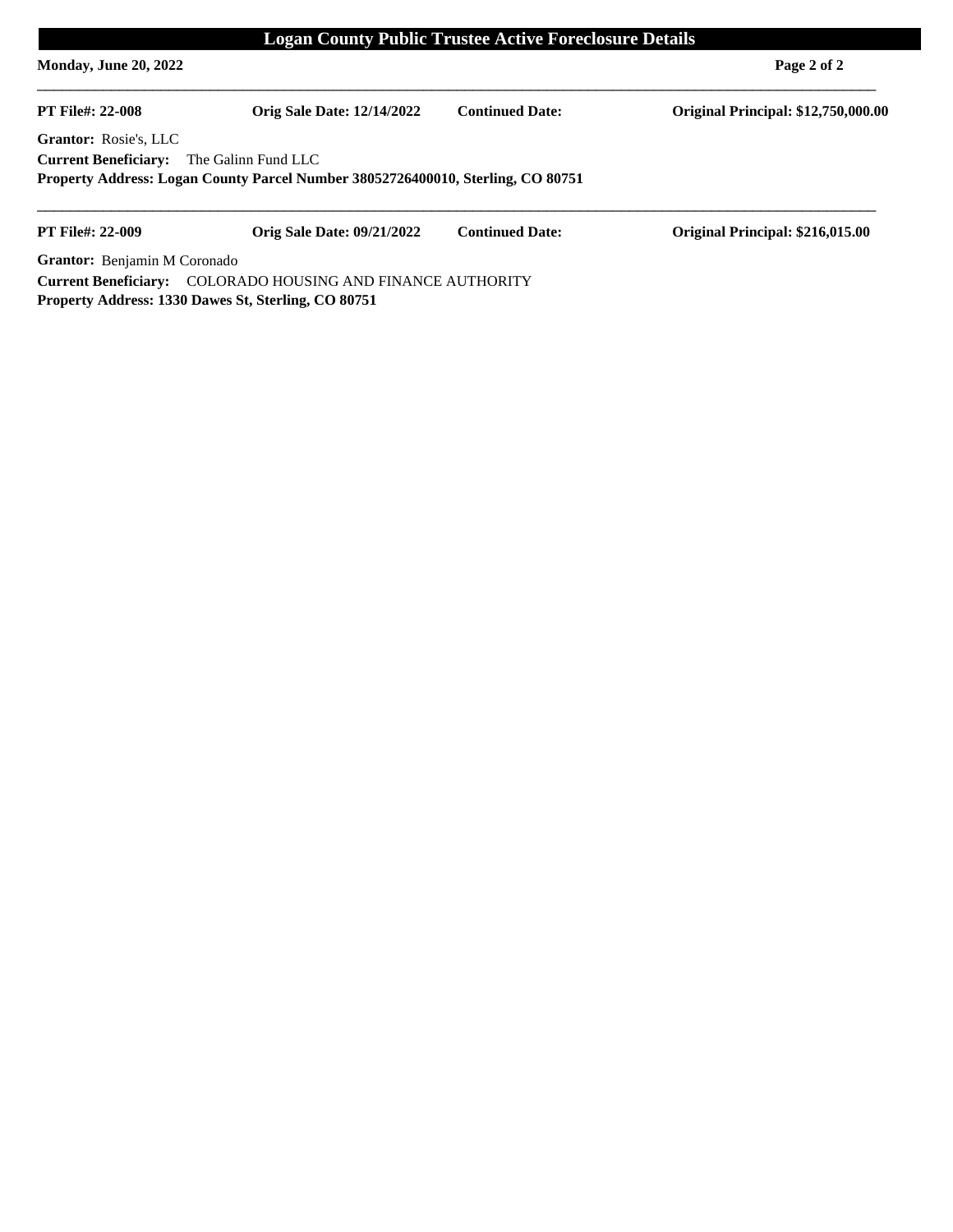**PT File#: 22-008** **Orig Sale Date: 12/14/2022** **Continued Date:** **Original Principal: $12,750,000.00**

**Grantor:** Rosie's, LLC

**Current Beneficiary:** The Galinn Fund LLC

**Property Address: Logan County Parcel Number 38052726400010, Sterling, CO 80751**

---

**PT File#: 22-009** **Orig Sale Date: 09/21/2022** **Continued Date:** **Original Principal: $216,015.00**

**Grantor:** Benjamin M Coronado

**Current Beneficiary:** COLORADO HOUSING AND FINANCE AUTHORITY

**Property Address: 1330 Dawes St, Sterling, CO 80751**